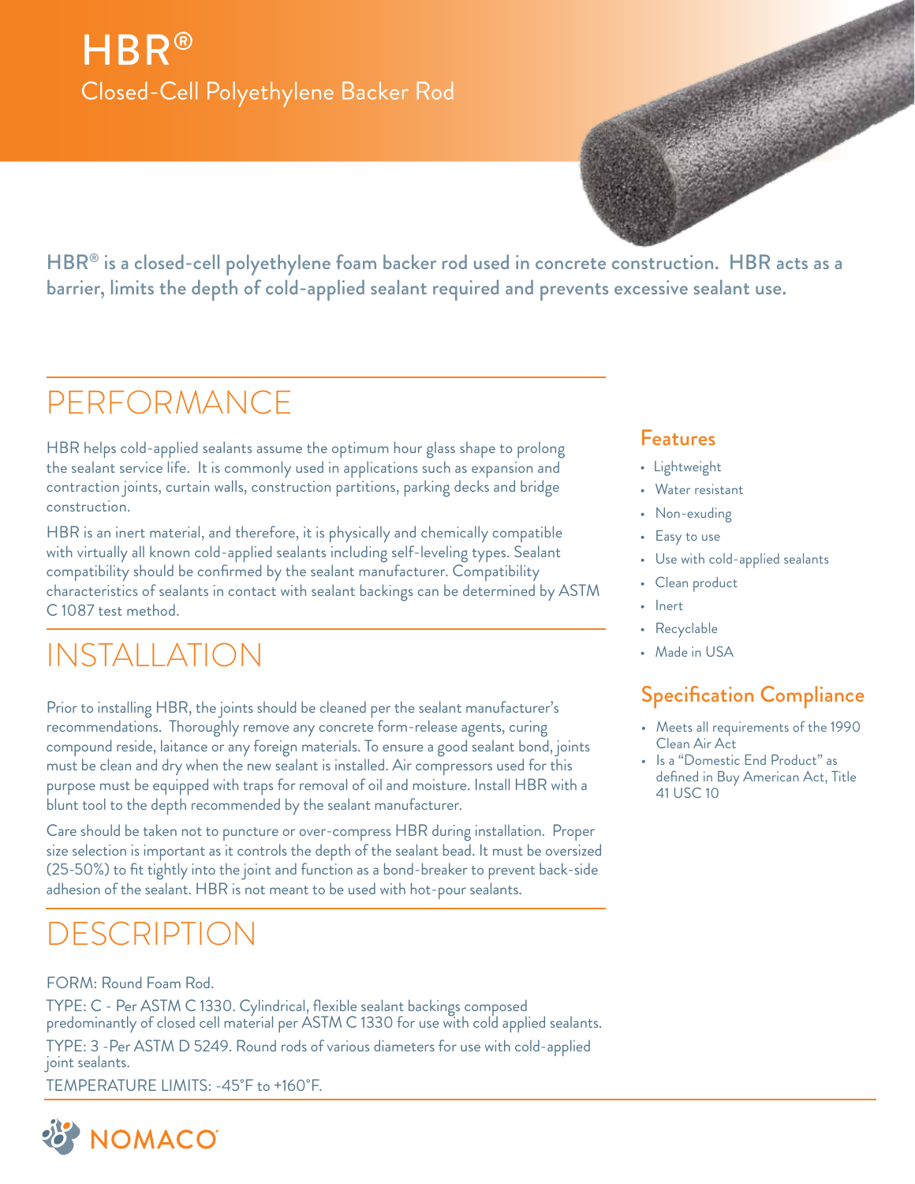# HBR®

## Closed-Cell Polyethylene Backer Rod

**HBR® is a closed-cell polyethylene foam backer rod used in concrete construction. HBR acts as a barrier, limits the depth of cold-applied sealant required and prevents excessive sealant use.**

## PERFORMANCE

HBR helps cold-applied sealants assume the optimum hour glass shape to prolong the sealant service life. It is commonly used in applications such as expansion and contraction joints, curtain walls, construction partitions, parking decks and bridge construction.

HBR is an inert material, and therefore, it is physically and chemically compatible with virtually all known cold-applied sealants including self-leveling types. Sealant compatibility should be confirmed by the sealant manufacturer. Compatibility characteristics of sealants in contact with sealant backings can be determined by ASTM C 1087 test method.

## INSTALLATION

Prior to installing HBR, the joints should be cleaned per the sealant manufacturer's recommendations. Thoroughly remove any concrete form-release agents, curing compound reside, laitance or any foreign materials. To ensure a good sealant bond, joints must be clean and dry when the new sealant is installed. Air compressors used for this purpose must be equipped with traps for removal of oil and moisture. Install HBR with a blunt tool to the depth recommended by the sealant manufacturer.

Care should be taken not to puncture or over-compress HBR during installation. Proper size selection is important as it controls the depth of the sealant bead. It must be oversized (25-50%) to fit tightly into the joint and function as a bond-breaker to prevent back-side adhesion of the sealant. HBR is not meant to be used with hot-pour sealants.

## DESCRIPTION

FORM: Round Foam Rod.

TYPE: C - Per ASTM C 1330. Cylindrical, flexible sealant backings composed predominantly of closed cell material per ASTM C 1330 for use with cold applied sealants.

TYPE: 3 -Per ASTM D 5249. Round rods of various diameters for use with cold-applied joint sealants.

TEMPERATURE LIMITS: -45°F to +160°F.

### Features

- Lightweight
- Water resistant
- Non-exuding
- Easy to use
- Use with cold-applied sealants
- Clean product
- Inert
- Recyclable
- Made in USA

### Specification Compliance

- Meets all requirements of the 1990 Clean Air Act
- Is a "Domestic End Product" as defined in Buy American Act, Title 41 USC 10

NOMACO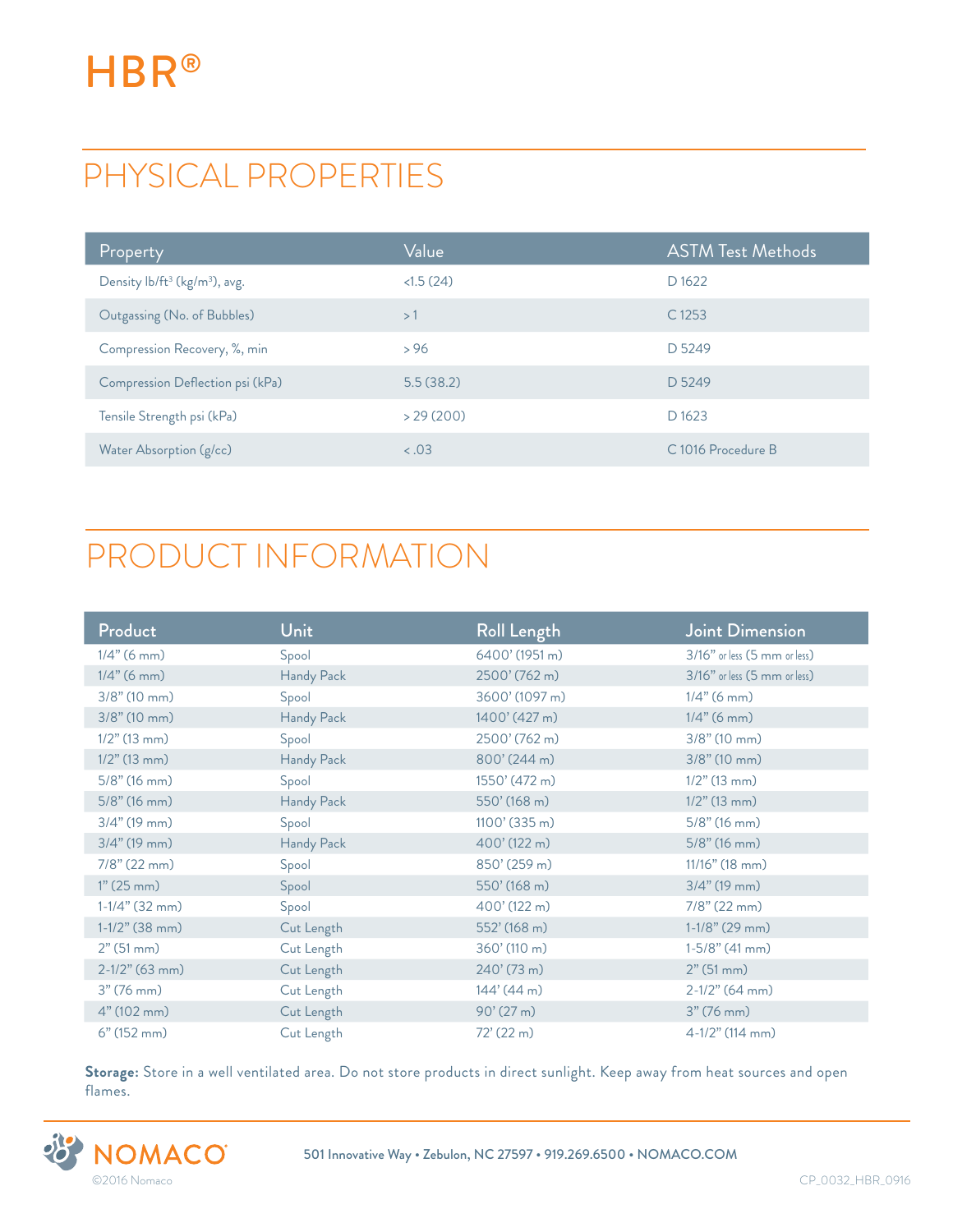# HBR®

## PHYSICAL PROPERTIES

| Property | Value | ASTM Test Methods |
|---|---|---|
| Density lb/ft³ (kg/m³), avg. | <1.5 (24) | D 1622 |
| Outgassing (No. of Bubbles) | > 1 | C 1253 |
| Compression Recovery, %, min | > 96 | D 5249 |
| Compression Deflection psi (kPa) | 5.5 (38.2) | D 5249 |
| Tensile Strength psi (kPa) | > 29 (200) | D 1623 |
| Water Absorption (g/cc) | < .03 | C 1016 Procedure B |

## PRODUCT INFORMATION

| Product | Unit | Roll Length | Joint Dimension |
|---|---|---|---|
| 1/4" (6 mm) | Spool | 6400' (1951 m) | 3/16" or less (5 mm or less) |
| 1/4" (6 mm) | Handy Pack | 2500' (762 m) | 3/16" or less (5 mm or less) |
| 3/8" (10 mm) | Spool | 3600' (1097 m) | 1/4" (6 mm) |
| 3/8" (10 mm) | Handy Pack | 1400' (427 m) | 1/4" (6 mm) |
| 1/2" (13 mm) | Spool | 2500' (762 m) | 3/8" (10 mm) |
| 1/2" (13 mm) | Handy Pack | 800' (244 m) | 3/8" (10 mm) |
| 5/8" (16 mm) | Spool | 1550' (472 m) | 1/2" (13 mm) |
| 5/8" (16 mm) | Handy Pack | 550' (168 m) | 1/2" (13 mm) |
| 3/4" (19 mm) | Spool | 1100' (335 m) | 5/8" (16 mm) |
| 3/4" (19 mm) | Handy Pack | 400' (122 m) | 5/8" (16 mm) |
| 7/8" (22 mm) | Spool | 850' (259 m) | 11/16" (18 mm) |
| 1" (25 mm) | Spool | 550' (168 m) | 3/4" (19 mm) |
| 1-1/4" (32 mm) | Spool | 400' (122 m) | 7/8" (22 mm) |
| 1-1/2" (38 mm) | Cut Length | 552' (168 m) | 1-1/8" (29 mm) |
| 2" (51 mm) | Cut Length | 360' (110 m) | 1-5/8" (41 mm) |
| 2-1/2" (63 mm) | Cut Length | 240' (73 m) | 2" (51 mm) |
| 3" (76 mm) | Cut Length | 144' (44 m) | 2-1/2" (64 mm) |
| 4" (102 mm) | Cut Length | 90' (27 m) | 3" (76 mm) |
| 6" (152 mm) | Cut Length | 72' (22 m) | 4-1/2" (114 mm) |

**Storage:** Store in a well ventilated area. Do not store products in direct sunlight. Keep away from heat sources and open flames.

NOMACO® 501 Innovative Way • Zebulon, NC 27597 • 919.269.6500 • NOMACO.COM

©2016 Nomaco CP_0032_HBR_0916